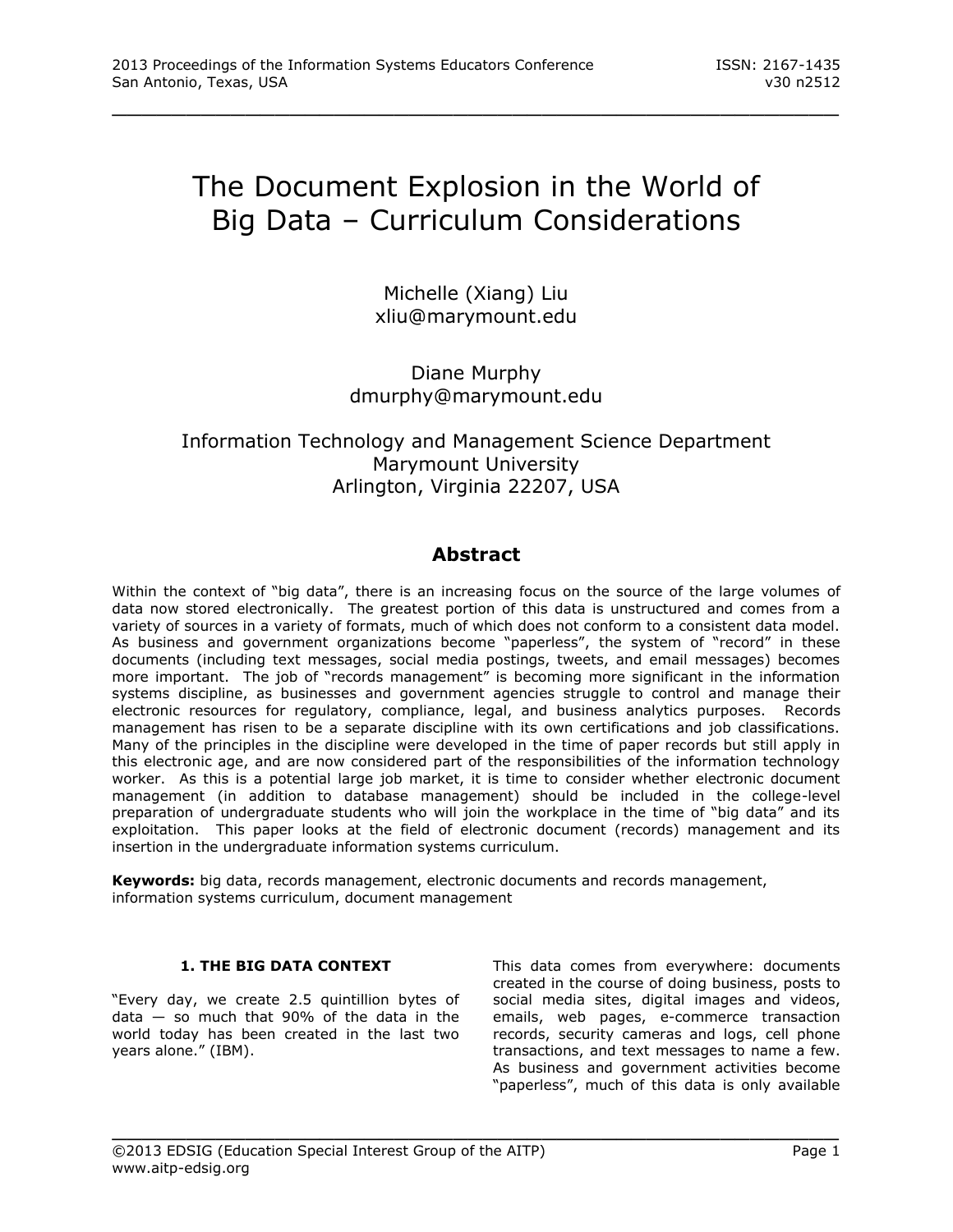# The Document Explosion in the World of Big Data – Curriculum Considerations

Michelle (Xiang) Liu
xliu@marymount.edu

Diane Murphy
dmurphy@marymount.edu

Information Technology and Management Science Department
Marymount University
Arlington, Virginia 22207, USA

## Abstract

Within the context of "big data", there is an increasing focus on the source of the large volumes of data now stored electronically. The greatest portion of this data is unstructured and comes from a variety of sources in a variety of formats, much of which does not conform to a consistent data model. As business and government organizations become "paperless", the system of "record" in these documents (including text messages, social media postings, tweets, and email messages) becomes more important. The job of "records management" is becoming more significant in the information systems discipline, as businesses and government agencies struggle to control and manage their electronic resources for regulatory, compliance, legal, and business analytics purposes. Records management has risen to be a separate discipline with its own certifications and job classifications. Many of the principles in the discipline were developed in the time of paper records but still apply in this electronic age, and are now considered part of the responsibilities of the information technology worker. As this is a potential large job market, it is time to consider whether electronic document management (in addition to database management) should be included in the college-level preparation of undergraduate students who will join the workplace in the time of "big data" and its exploitation. This paper looks at the field of electronic document (records) management and its insertion in the undergraduate information systems curriculum.

**Keywords:** big data, records management, electronic documents and records management, information systems curriculum, document management

## 1. THE BIG DATA CONTEXT

"Every day, we create 2.5 quintillion bytes of data — so much that 90% of the data in the world today has been created in the last two years alone." (IBM).

This data comes from everywhere: documents created in the course of doing business, posts to social media sites, digital images and videos, emails, web pages, e-commerce transaction records, security cameras and logs, cell phone transactions, and text messages to name a few. As business and government activities become "paperless", much of this data is only available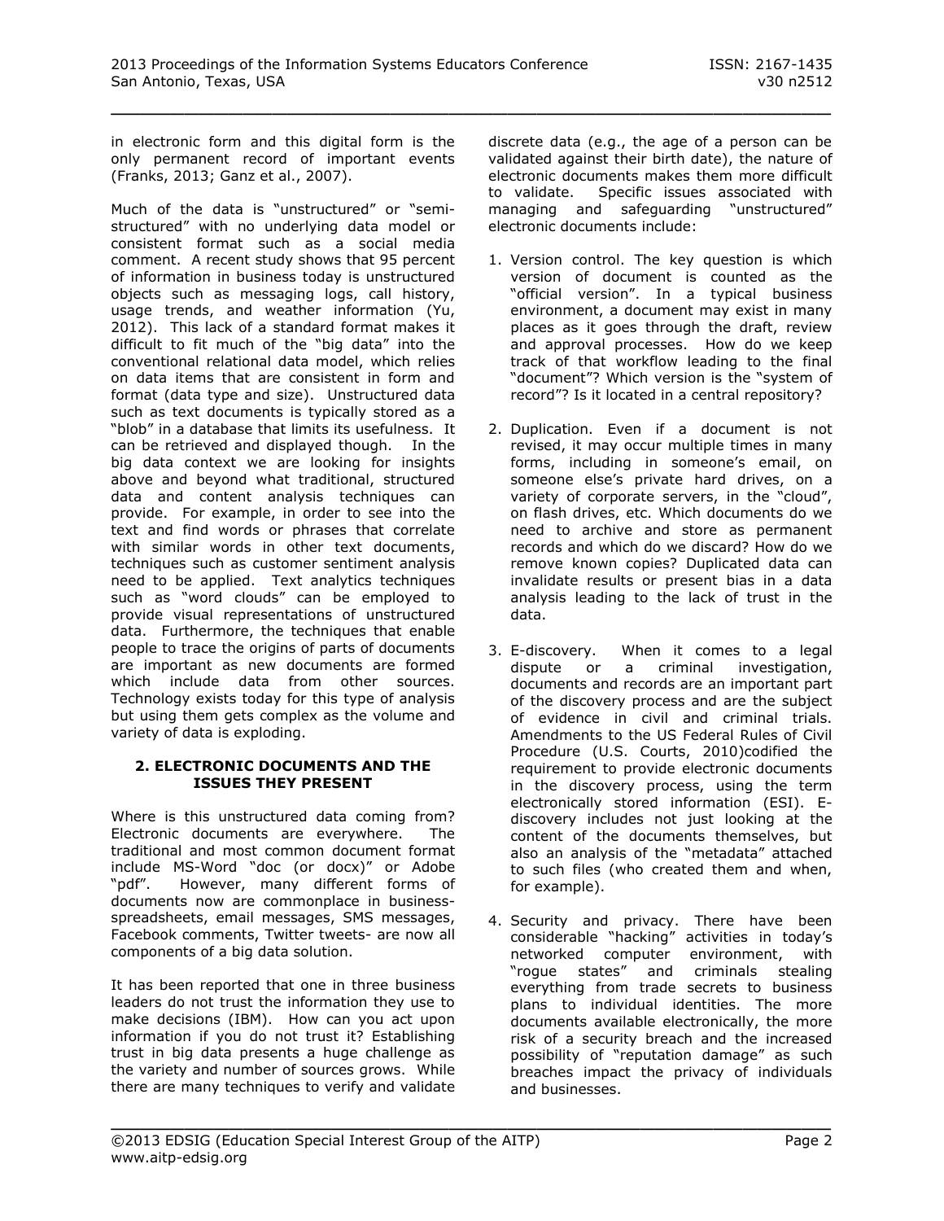in electronic form and this digital form is the only permanent record of important events (Franks, 2013; Ganz et al., 2007).

Much of the data is "unstructured" or "semi-structured" with no underlying data model or consistent format such as a social media comment. A recent study shows that 95 percent of information in business today is unstructured objects such as messaging logs, call history, usage trends, and weather information (Yu, 2012). This lack of a standard format makes it difficult to fit much of the "big data" into the conventional relational data model, which relies on data items that are consistent in form and format (data type and size). Unstructured data such as text documents is typically stored as a "blob" in a database that limits its usefulness. It can be retrieved and displayed though. In the big data context we are looking for insights above and beyond what traditional, structured data and content analysis techniques can provide. For example, in order to see into the text and find words or phrases that correlate with similar words in other text documents, techniques such as customer sentiment analysis need to be applied. Text analytics techniques such as "word clouds" can be employed to provide visual representations of unstructured data. Furthermore, the techniques that enable people to trace the origins of parts of documents are important as new documents are formed which include data from other sources. Technology exists today for this type of analysis but using them gets complex as the volume and variety of data is exploding.

## 2. ELECTRONIC DOCUMENTS AND THE ISSUES THEY PRESENT

Where is this unstructured data coming from? Electronic documents are everywhere. The traditional and most common document format include MS-Word "doc (or docx)" or Adobe "pdf". However, many different forms of documents now are commonplace in business- spreadsheets, email messages, SMS messages, Facebook comments, Twitter tweets- are now all components of a big data solution.

It has been reported that one in three business leaders do not trust the information they use to make decisions (IBM). How can you act upon information if you do not trust it? Establishing trust in big data presents a huge challenge as the variety and number of sources grows. While there are many techniques to verify and validate discrete data (e.g., the age of a person can be validated against their birth date), the nature of electronic documents makes them more difficult to validate. Specific issues associated with managing and safeguarding "unstructured" electronic documents include:

1. Version control. The key question is which version of document is counted as the "official version". In a typical business environment, a document may exist in many places as it goes through the draft, review and approval processes. How do we keep track of that workflow leading to the final "document"? Which version is the "system of record"? Is it located in a central repository?

2. Duplication. Even if a document is not revised, it may occur multiple times in many forms, including in someone's email, on someone else's private hard drives, on a variety of corporate servers, in the "cloud", on flash drives, etc. Which documents do we need to archive and store as permanent records and which do we discard? How do we remove known copies? Duplicated data can invalidate results or present bias in a data analysis leading to the lack of trust in the data.

3. E-discovery. When it comes to a legal dispute or a criminal investigation, documents and records are an important part of the discovery process and are the subject of evidence in civil and criminal trials. Amendments to the US Federal Rules of Civil Procedure (U.S. Courts, 2010)codified the requirement to provide electronic documents in the discovery process, using the term electronically stored information (ESI). E-discovery includes not just looking at the content of the documents themselves, but also an analysis of the "metadata" attached to such files (who created them and when, for example).

4. Security and privacy. There have been considerable "hacking" activities in today's networked computer environment, with "rogue states" and criminals stealing everything from trade secrets to business plans to individual identities. The more documents available electronically, the more risk of a security breach and the increased possibility of "reputation damage" as such breaches impact the privacy of individuals and businesses.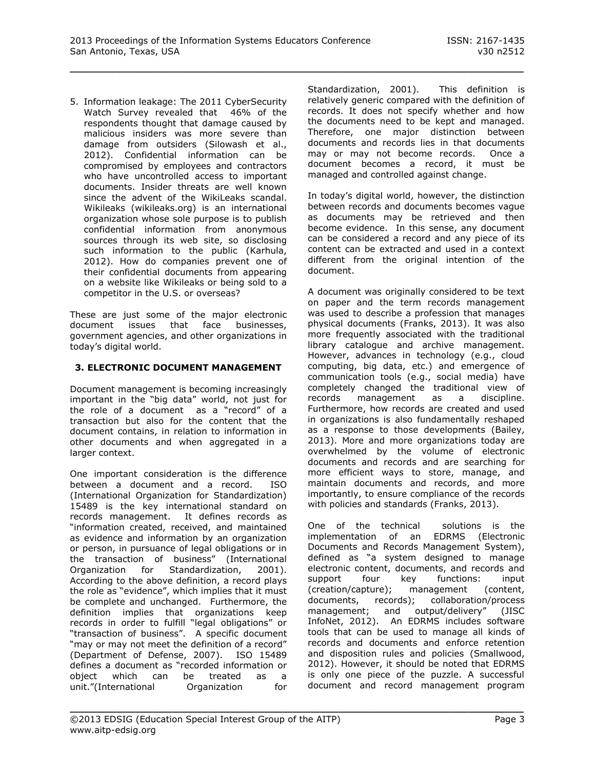5. Information leakage: The 2011 CyberSecurity Watch Survey revealed that 46% of the respondents thought that damage caused by malicious insiders was more severe than damage from outsiders (Silowash et al., 2012). Confidential information can be compromised by employees and contractors who have uncontrolled access to important documents. Insider threats are well known since the advent of the WikiLeaks scandal. Wikileaks (wikileaks.org) is an international organization whose sole purpose is to publish confidential information from anonymous sources through its web site, so disclosing such information to the public (Karhula, 2012). How do companies prevent one of their confidential documents from appearing on a website like Wikileaks or being sold to a competitor in the U.S. or overseas?

These are just some of the major electronic document issues that face businesses, government agencies, and other organizations in today's digital world.

## 3. ELECTRONIC DOCUMENT MANAGEMENT

Document management is becoming increasingly important in the "big data" world, not just for the role of a document as a "record" of a transaction but also for the content that the document contains, in relation to information in other documents and when aggregated in a larger context.

One important consideration is the difference between a document and a record. ISO (International Organization for Standardization) 15489 is the key international standard on records management. It defines records as "information created, received, and maintained as evidence and information by an organization or person, in pursuance of legal obligations or in the transaction of business" (International Organization for Standardization, 2001). According to the above definition, a record plays the role as "evidence", which implies that it must be complete and unchanged. Furthermore, the definition implies that organizations keep records in order to fulfill "legal obligations" or "transaction of business". A specific document "may or may not meet the definition of a record" (Department of Defense, 2007). ISO 15489 defines a document as "recorded information or object which can be treated as a unit."(International Organization for Standardization, 2001). This definition is relatively generic compared with the definition of records. It does not specify whether and how the documents need to be kept and managed. Therefore, one major distinction between documents and records lies in that documents may or may not become records. Once a document becomes a record, it must be managed and controlled against change.

In today's digital world, however, the distinction between records and documents becomes vague as documents may be retrieved and then become evidence. In this sense, any document can be considered a record and any piece of its content can be extracted and used in a context different from the original intention of the document.

A document was originally considered to be text on paper and the term records management was used to describe a profession that manages physical documents (Franks, 2013). It was also more frequently associated with the traditional library catalogue and archive management. However, advances in technology (e.g., cloud computing, big data, etc.) and emergence of communication tools (e.g., social media) have completely changed the traditional view of records management as a discipline. Furthermore, how records are created and used in organizations is also fundamentally reshaped as a response to those developments (Bailey, 2013). More and more organizations today are overwhelmed by the volume of electronic documents and records and are searching for more efficient ways to store, manage, and maintain documents and records, and more importantly, to ensure compliance of the records with policies and standards (Franks, 2013).

One of the technical solutions is the implementation of an EDRMS (Electronic Documents and Records Management System), defined as "a system designed to manage electronic content, documents, and records and support four key functions: input (creation/capture); management (content, documents, records); collaboration/process management; and output/delivery" (JISC InfoNet, 2012). An EDRMS includes software tools that can be used to manage all kinds of records and documents and enforce retention and disposition rules and policies (Smallwood, 2012). However, it should be noted that EDRMS is only one piece of the puzzle. A successful document and record management program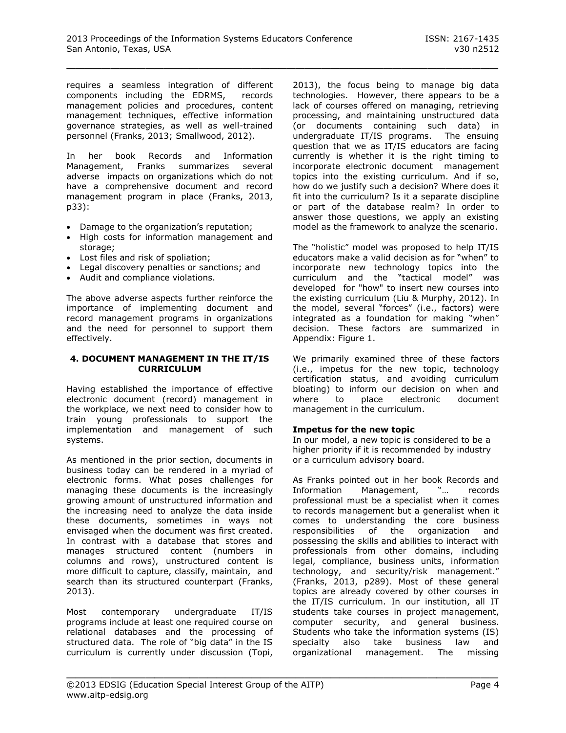requires a seamless integration of different components including the EDRMS, records management policies and procedures, content management techniques, effective information governance strategies, as well as well-trained personnel (Franks, 2013; Smallwood, 2012).

In her book Records and Information Management, Franks summarizes several adverse impacts on organizations which do not have a comprehensive document and record management program in place (Franks, 2013, p33):

- Damage to the organization's reputation;
- High costs for information management and storage;
- Lost files and risk of spoliation;
- Legal discovery penalties or sanctions; and
- Audit and compliance violations.

The above adverse aspects further reinforce the importance of implementing document and record management programs in organizations and the need for personnel to support them effectively.

## 4. DOCUMENT MANAGEMENT IN THE IT/IS CURRICULUM

Having established the importance of effective electronic document (record) management in the workplace, we next need to consider how to train young professionals to support the implementation and management of such systems.

As mentioned in the prior section, documents in business today can be rendered in a myriad of electronic forms. What poses challenges for managing these documents is the increasingly growing amount of unstructured information and the increasing need to analyze the data inside these documents, sometimes in ways not envisaged when the document was first created. In contrast with a database that stores and manages structured content (numbers in columns and rows), unstructured content is more difficult to capture, classify, maintain, and search than its structured counterpart (Franks, 2013).

Most contemporary undergraduate IT/IS programs include at least one required course on relational databases and the processing of structured data. The role of "big data" in the IS curriculum is currently under discussion (Topi, 2013), the focus being to manage big data technologies. However, there appears to be a lack of courses offered on managing, retrieving processing, and maintaining unstructured data (or documents containing such data) in undergraduate IT/IS programs. The ensuing question that we as IT/IS educators are facing currently is whether it is the right timing to incorporate electronic document management topics into the existing curriculum. And if so, how do we justify such a decision? Where does it fit into the curriculum? Is it a separate discipline or part of the database realm? In order to answer those questions, we apply an existing model as the framework to analyze the scenario.

The "holistic" model was proposed to help IT/IS educators make a valid decision as for "when" to incorporate new technology topics into the curriculum and the "tactical model" was developed for "how" to insert new courses into the existing curriculum (Liu & Murphy, 2012). In the model, several "forces" (i.e., factors) were integrated as a foundation for making "when" decision. These factors are summarized in Appendix: Figure 1.

We primarily examined three of these factors (i.e., impetus for the new topic, technology certification status, and avoiding curriculum bloating) to inform our decision on when and where to place electronic document management in the curriculum.

**Impetus for the new topic**

In our model, a new topic is considered to be a higher priority if it is recommended by industry or a curriculum advisory board.

As Franks pointed out in her book Records and Information Management, "… records professional must be a specialist when it comes to records management but a generalist when it comes to understanding the core business responsibilities of the organization and possessing the skills and abilities to interact with professionals from other domains, including legal, compliance, business units, information technology, and security/risk management." (Franks, 2013, p289). Most of these general topics are already covered by other courses in the IT/IS curriculum. In our institution, all IT students take courses in project management, computer security, and general business. Students who take the information systems (IS) specialty also take business law and organizational management. The missing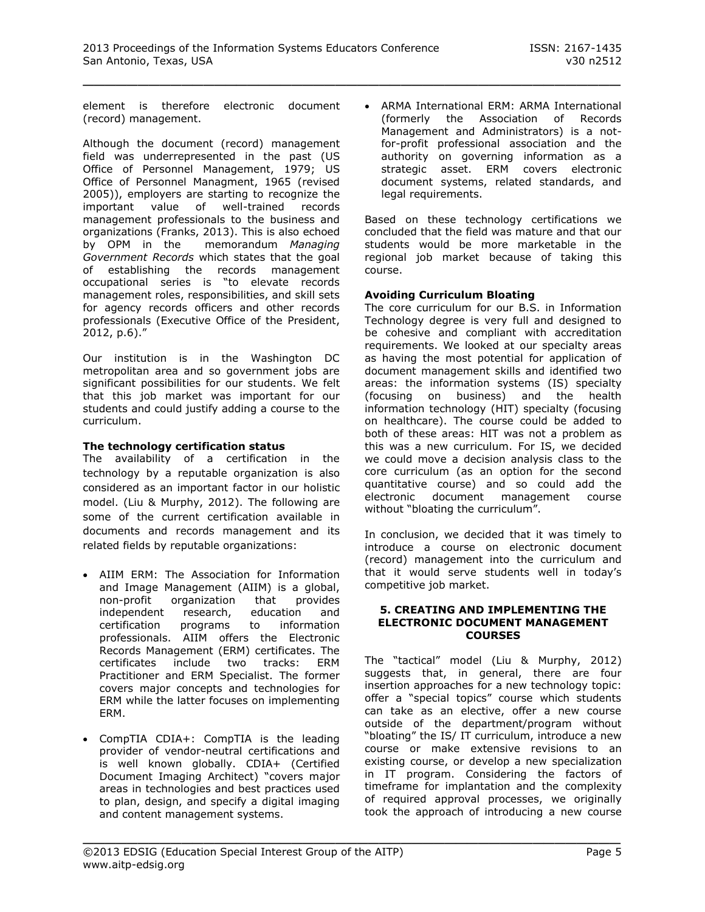element is therefore electronic document (record) management.

Although the document (record) management field was underrepresented in the past (US Office of Personnel Management, 1979; US Office of Personnel Managment, 1965 (revised 2005)), employers are starting to recognize the important value of well-trained records management professionals to the business and organizations (Franks, 2013). This is also echoed by OPM in the memorandum *Managing Government Records* which states that the goal of establishing the records management occupational series is "to elevate records management roles, responsibilities, and skill sets for agency records officers and other records professionals (Executive Office of the President, 2012, p.6)."

Our institution is in the Washington DC metropolitan area and so government jobs are significant possibilities for our students. We felt that this job market was important for our students and could justify adding a course to the curriculum.

**The technology certification status**

The availability of a certification in the technology by a reputable organization is also considered as an important factor in our holistic model. (Liu & Murphy, 2012). The following are some of the current certification available in documents and records management and its related fields by reputable organizations:

- AIIM ERM: The Association for Information and Image Management (AIIM) is a global, non-profit organization that provides independent research, education and certification programs to information professionals. AIIM offers the Electronic Records Management (ERM) certificates. The certificates include two tracks: ERM Practitioner and ERM Specialist. The former covers major concepts and technologies for ERM while the latter focuses on implementing ERM.
- CompTIA CDIA+: CompTIA is the leading provider of vendor-neutral certifications and is well known globally. CDIA+ (Certified Document Imaging Architect) "covers major areas in technologies and best practices used to plan, design, and specify a digital imaging and content management systems.
- ARMA International ERM: ARMA International (formerly the Association of Records Management and Administrators) is a not-for-profit professional association and the authority on governing information as a strategic asset. ERM covers electronic document systems, related standards, and legal requirements.

Based on these technology certifications we concluded that the field was mature and that our students would be more marketable in the regional job market because of taking this course.

**Avoiding Curriculum Bloating**

The core curriculum for our B.S. in Information Technology degree is very full and designed to be cohesive and compliant with accreditation requirements. We looked at our specialty areas as having the most potential for application of document management skills and identified two areas: the information systems (IS) specialty (focusing on business) and the health information technology (HIT) specialty (focusing on healthcare). The course could be added to both of these areas: HIT was not a problem as this was a new curriculum. For IS, we decided we could move a decision analysis class to the core curriculum (as an option for the second quantitative course) and so could add the electronic document management course without "bloating the curriculum".

In conclusion, we decided that it was timely to introduce a course on electronic document (record) management into the curriculum and that it would serve students well in today's competitive job market.

## 5. CREATING AND IMPLEMENTING THE ELECTRONIC DOCUMENT MANAGEMENT COURSES

The "tactical" model (Liu & Murphy, 2012) suggests that, in general, there are four insertion approaches for a new technology topic: offer a "special topics" course which students can take as an elective, offer a new course outside of the department/program without "bloating" the IS/ IT curriculum, introduce a new course or make extensive revisions to an existing course, or develop a new specialization in IT program. Considering the factors of timeframe for implantation and the complexity of required approval processes, we originally took the approach of introducing a new course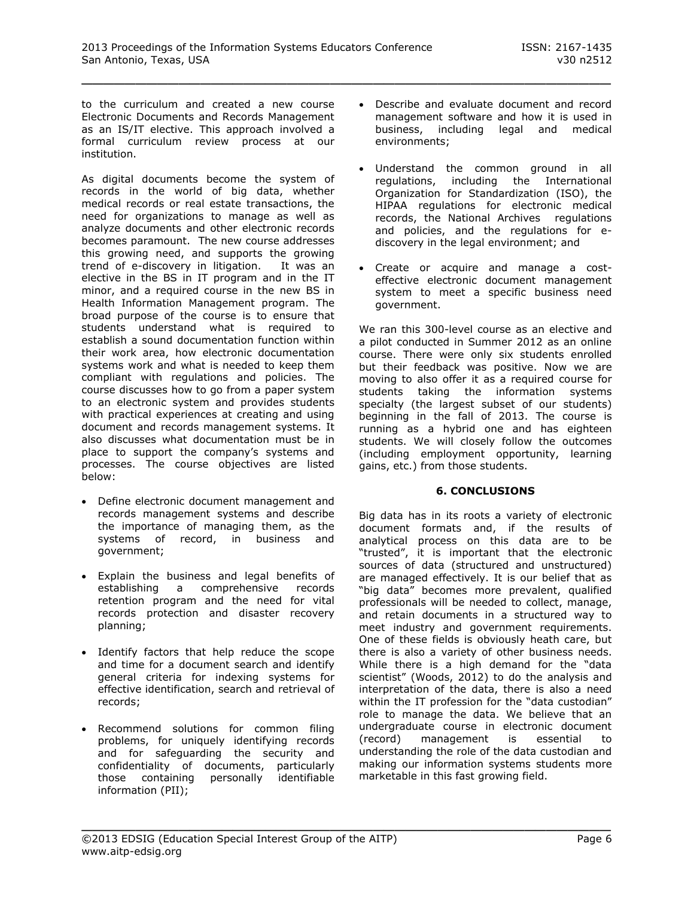to the curriculum and created a new course Electronic Documents and Records Management as an IS/IT elective. This approach involved a formal curriculum review process at our institution.

As digital documents become the system of records in the world of big data, whether medical records or real estate transactions, the need for organizations to manage as well as analyze documents and other electronic records becomes paramount. The new course addresses this growing need, and supports the growing trend of e-discovery in litigation. It was an elective in the BS in IT program and in the IT minor, and a required course in the new BS in Health Information Management program. The broad purpose of the course is to ensure that students understand what is required to establish a sound documentation function within their work area, how electronic documentation systems work and what is needed to keep them compliant with regulations and policies. The course discusses how to go from a paper system to an electronic system and provides students with practical experiences at creating and using document and records management systems. It also discusses what documentation must be in place to support the company's systems and processes. The course objectives are listed below:

- Define electronic document management and records management systems and describe the importance of managing them, as the systems of record, in business and government;
- Explain the business and legal benefits of establishing a comprehensive records retention program and the need for vital records protection and disaster recovery planning;
- Identify factors that help reduce the scope and time for a document search and identify general criteria for indexing systems for effective identification, search and retrieval of records;
- Recommend solutions for common filing problems, for uniquely identifying records and for safeguarding the security and confidentiality of documents, particularly those containing personally identifiable information (PII);
- Describe and evaluate document and record management software and how it is used in business, including legal and medical environments;
- Understand the common ground in all regulations, including the International Organization for Standardization (ISO), the HIPAA regulations for electronic medical records, the National Archives regulations and policies, and the regulations for e-discovery in the legal environment; and
- Create or acquire and manage a cost-effective electronic document management system to meet a specific business need government.

We ran this 300-level course as an elective and a pilot conducted in Summer 2012 as an online course. There were only six students enrolled but their feedback was positive. Now we are moving to also offer it as a required course for students taking the information systems specialty (the largest subset of our students) beginning in the fall of 2013. The course is running as a hybrid one and has eighteen students. We will closely follow the outcomes (including employment opportunity, learning gains, etc.) from those students.

## 6. CONCLUSIONS

Big data has in its roots a variety of electronic document formats and, if the results of analytical process on this data are to be "trusted", it is important that the electronic sources of data (structured and unstructured) are managed effectively. It is our belief that as "big data" becomes more prevalent, qualified professionals will be needed to collect, manage, and retain documents in a structured way to meet industry and government requirements. One of these fields is obviously heath care, but there is also a variety of other business needs. While there is a high demand for the "data scientist" (Woods, 2012) to do the analysis and interpretation of the data, there is also a need within the IT profession for the "data custodian" role to manage the data. We believe that an undergraduate course in electronic document (record) management is essential to understanding the role of the data custodian and making our information systems students more marketable in this fast growing field.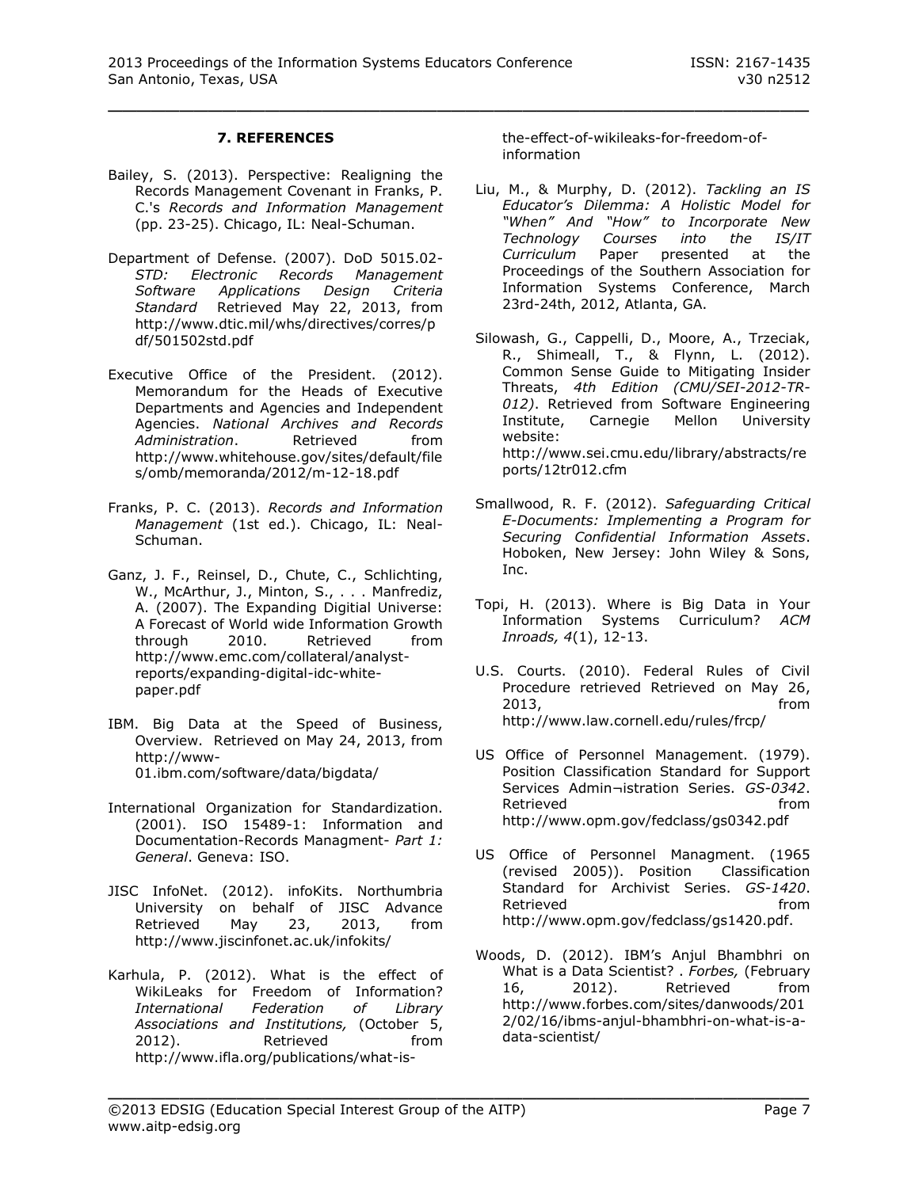## 7. REFERENCES

Bailey, S. (2013). Perspective: Realigning the Records Management Covenant in Franks, P. C.'s *Records and Information Management* (pp. 23-25). Chicago, IL: Neal-Schuman.

Department of Defense. (2007). DoD 5015.02-*STD: Electronic Records Management Software Applications Design Criteria Standard* Retrieved May 22, 2013, from http://www.dtic.mil/whs/directives/corres/pdf/501502std.pdf

Executive Office of the President. (2012). Memorandum for the Heads of Executive Departments and Agencies and Independent Agencies. *National Archives and Records Administration*. Retrieved from http://www.whitehouse.gov/sites/default/files/omb/memoranda/2012/m-12-18.pdf

Franks, P. C. (2013). *Records and Information Management* (1st ed.). Chicago, IL: Neal-Schuman.

Ganz, J. F., Reinsel, D., Chute, C., Schlichting, W., McArthur, J., Minton, S., . . . Manfrediz, A. (2007). The Expanding Digitial Universe: A Forecast of World wide Information Growth through 2010. Retrieved from http://www.emc.com/collateral/analyst-reports/expanding-digital-idc-white-paper.pdf

IBM. Big Data at the Speed of Business, Overview. Retrieved on May 24, 2013, from http://www-01.ibm.com/software/data/bigdata/

International Organization for Standardization. (2001). ISO 15489-1: Information and Documentation-Records Managment- *Part 1: General*. Geneva: ISO.

JISC InfoNet. (2012). infoKits. Northumbria University on behalf of JISC Advance Retrieved May 23, 2013, from http://www.jiscinfonet.ac.uk/infokits/

Karhula, P. (2012). What is the effect of WikiLeaks for Freedom of Information? *International Federation of Library Associations and Institutions,* (October 5, 2012). Retrieved from http://www.ifla.org/publications/what-is-the-effect-of-wikileaks-for-freedom-of-information

Liu, M., & Murphy, D. (2012). *Tackling an IS Educator's Dilemma: A Holistic Model for "When" And "How" to Incorporate New Technology Courses into the IS/IT Curriculum* Paper presented at the Proceedings of the Southern Association for Information Systems Conference, March 23rd-24th, 2012, Atlanta, GA.

Silowash, G., Cappelli, D., Moore, A., Trzeciak, R., Shimeall, T., & Flynn, L. (2012). Common Sense Guide to Mitigating Insider Threats, *4th Edition (CMU/SEI-2012-TR-012)*. Retrieved from Software Engineering Institute, Carnegie Mellon University website: http://www.sei.cmu.edu/library/abstracts/reports/12tr012.cfm

Smallwood, R. F. (2012). *Safeguarding Critical E-Documents: Implementing a Program for Securing Confidential Information Assets*. Hoboken, New Jersey: John Wiley & Sons, Inc.

Topi, H. (2013). Where is Big Data in Your Information Systems Curriculum? *ACM Inroads, 4*(1), 12-13.

U.S. Courts. (2010). Federal Rules of Civil Procedure retrieved Retrieved on May 26, 2013, from http://www.law.cornell.edu/rules/frcp/

US Office of Personnel Management. (1979). Position Classification Standard for Support Services Admin¬istration Series. *GS-0342*. Retrieved from http://www.opm.gov/fedclass/gs0342.pdf

US Office of Personnel Managment. (1965 (revised 2005)). Position Classification Standard for Archivist Series. *GS-1420*. Retrieved from http://www.opm.gov/fedclass/gs1420.pdf.

Woods, D. (2012). IBM's Anjul Bhambhri on What is a Data Scientist? . *Forbes,* (February 16, 2012). Retrieved from http://www.forbes.com/sites/danwoods/2012/02/16/ibms-anjul-bhambhri-on-what-is-a-data-scientist/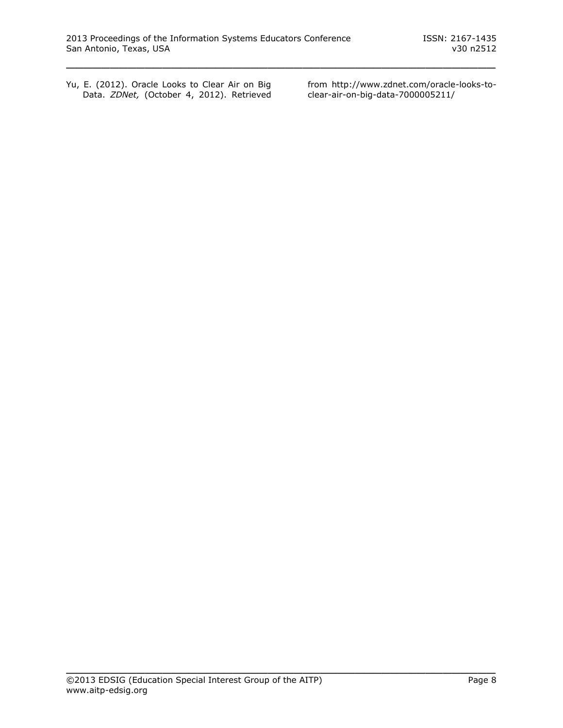Yu, E. (2012). Oracle Looks to Clear Air on Big Data. *ZDNet,* (October 4, 2012). Retrieved from http://www.zdnet.com/oracle-looks-to-clear-air-on-big-data-7000005211/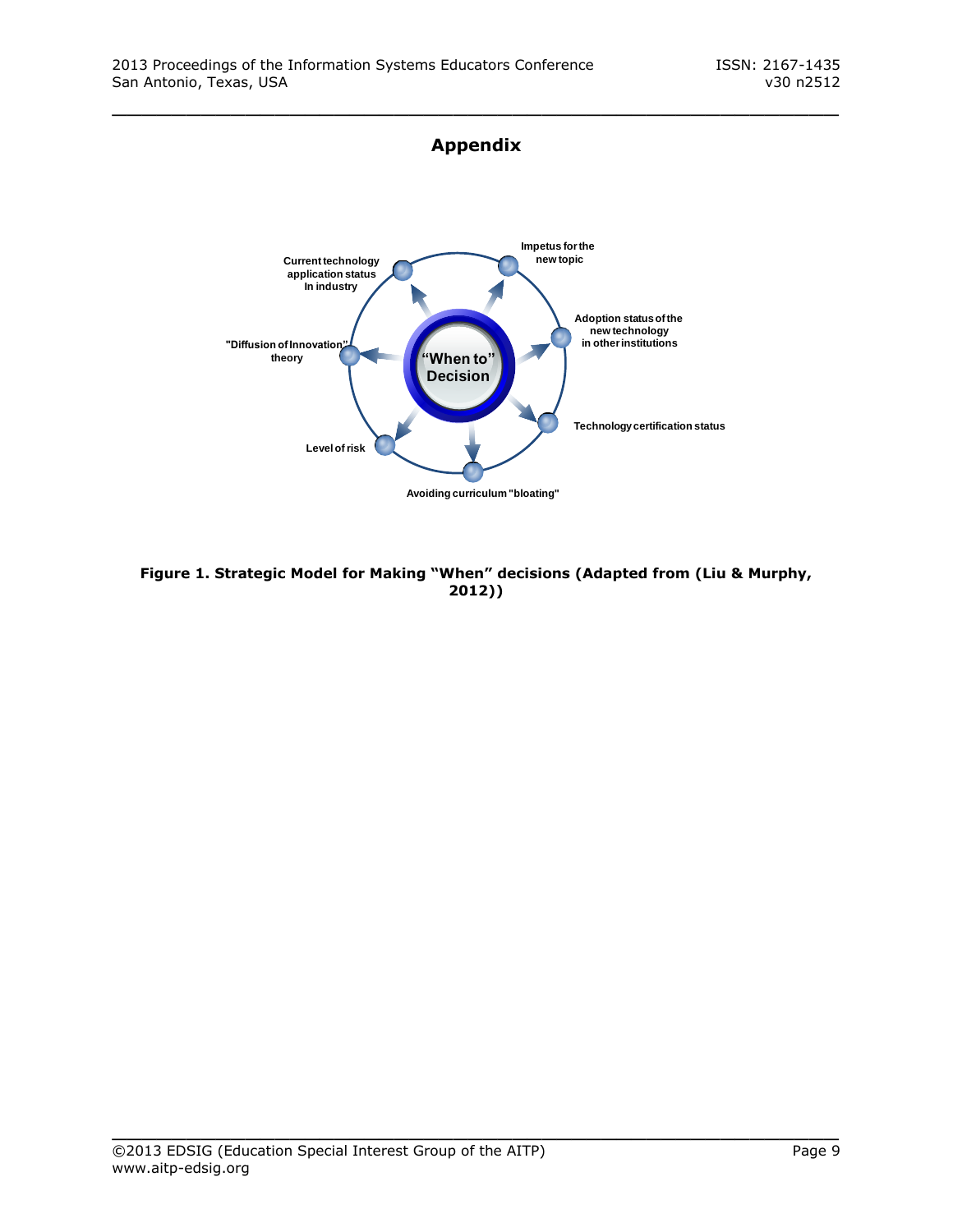## Appendix

"When to" Decision

Impetus for the new topic

Adoption status of the new technology in other institutions

Technology certification status

Avoiding curriculum "bloating"

Level of risk

"Diffusion of Innovation" theory

Current technology application status In industry

**Figure 1. Strategic Model for Making "When" decisions (Adapted from (Liu & Murphy, 2012))**